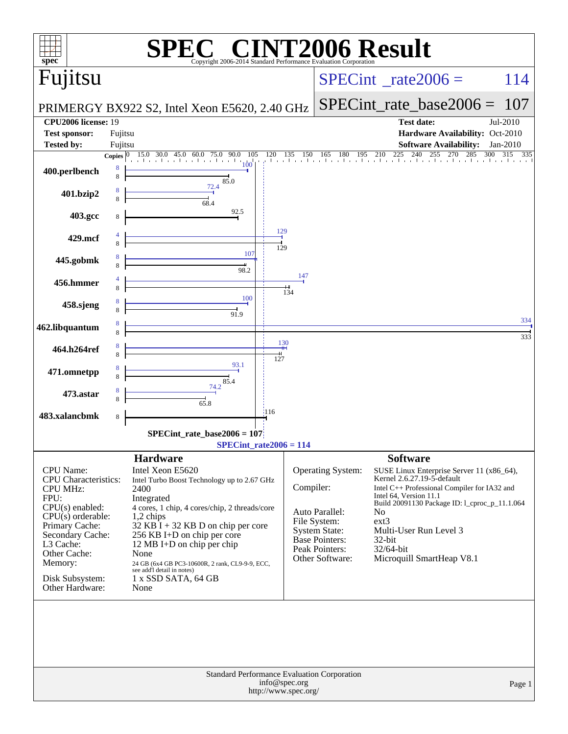# SPEC® CINT2006 Result

Copyright 2006-2014 Standard Performance Evaluation Corporation

## Fujitsu

PRIMERGY BX922 S2, Intel Xeon E5620, 2.40 GHz

SPECint_rate2006 = 114

SPECint_rate_base2006 = 107

| | | | |
|---|---|---|---|
| **CPU2006 license:** | 19 | **Test date:** | Jul-2010 |
| **Test sponsor:** | Fujitsu | **Hardware Availability:** | Oct-2010 |
| **Tested by:** | Fujitsu | **Software Availability:** | Jan-2010 |

| Benchmark | Copies (peak) | Peak | Copies (base) | Base |
|---|---|---|---|---|
| 400.perlbench | 8 | 100 | 8 | 85.0 |
| 401.bzip2 | 8 | 72.4 | 8 | 68.4 |
| 403.gcc | | | 8 | 92.5 |
| 429.mcf | 4 | 129 | 8 | 129 |
| 445.gobmk | 8 | 107 | 8 | 98.2 |
| 456.hmmer | 4 | 147 | 8 | 134 |
| 458.sjeng | 8 | 100 | 8 | 91.9 |
| 462.libquantum | 8 | 334 | 8 | 333 |
| 464.h264ref | 8 | 130 | 8 | 127 |
| 471.omnetpp | 8 | 93.1 | 8 | 85.4 |
| 473.astar | 8 | 74.2 | 8 | 65.8 |
| 483.xalancbmk | | | 8 | 116 |

SPECint_rate_base2006 = 107

SPECint_rate2006 = 114

## Hardware

| | |
|---|---|
| CPU Name: | Intel Xeon E5620 |
| CPU Characteristics: | Intel Turbo Boost Technology up to 2.67 GHz |
| CPU MHz: | 2400 |
| FPU: | Integrated |
| CPU(s) enabled: | 4 cores, 1 chip, 4 cores/chip, 2 threads/core |
| CPU(s) orderable: | 1,2 chips |
| Primary Cache: | 32 KB I + 32 KB D on chip per core |
| Secondary Cache: | 256 KB I+D on chip per core |
| L3 Cache: | 12 MB I+D on chip per chip |
| Other Cache: | None |
| Memory: | 24 GB (6x4 GB PC3-10600R, 2 rank, CL9-9-9, ECC, see add'l detail in notes) |
| Disk Subsystem: | 1 x SSD SATA, 64 GB |
| Other Hardware: | None |

## Software

| | |
|---|---|
| Operating System: | SUSE Linux Enterprise Server 11 (x86_64), Kernel 2.6.27.19-5-default |
| Compiler: | Intel C++ Professional Compiler for IA32 and Intel 64, Version 11.1 Build 20091130 Package ID: l_cproc_p_11.1.064 |
| Auto Parallel: | No |
| File System: | ext3 |
| System State: | Multi-User Run Level 3 |
| Base Pointers: | 32-bit |
| Peak Pointers: | 32/64-bit |
| Other Software: | Microquill SmartHeap V8.1 |

Standard Performance Evaluation Corporation
info@spec.org
http://www.spec.org/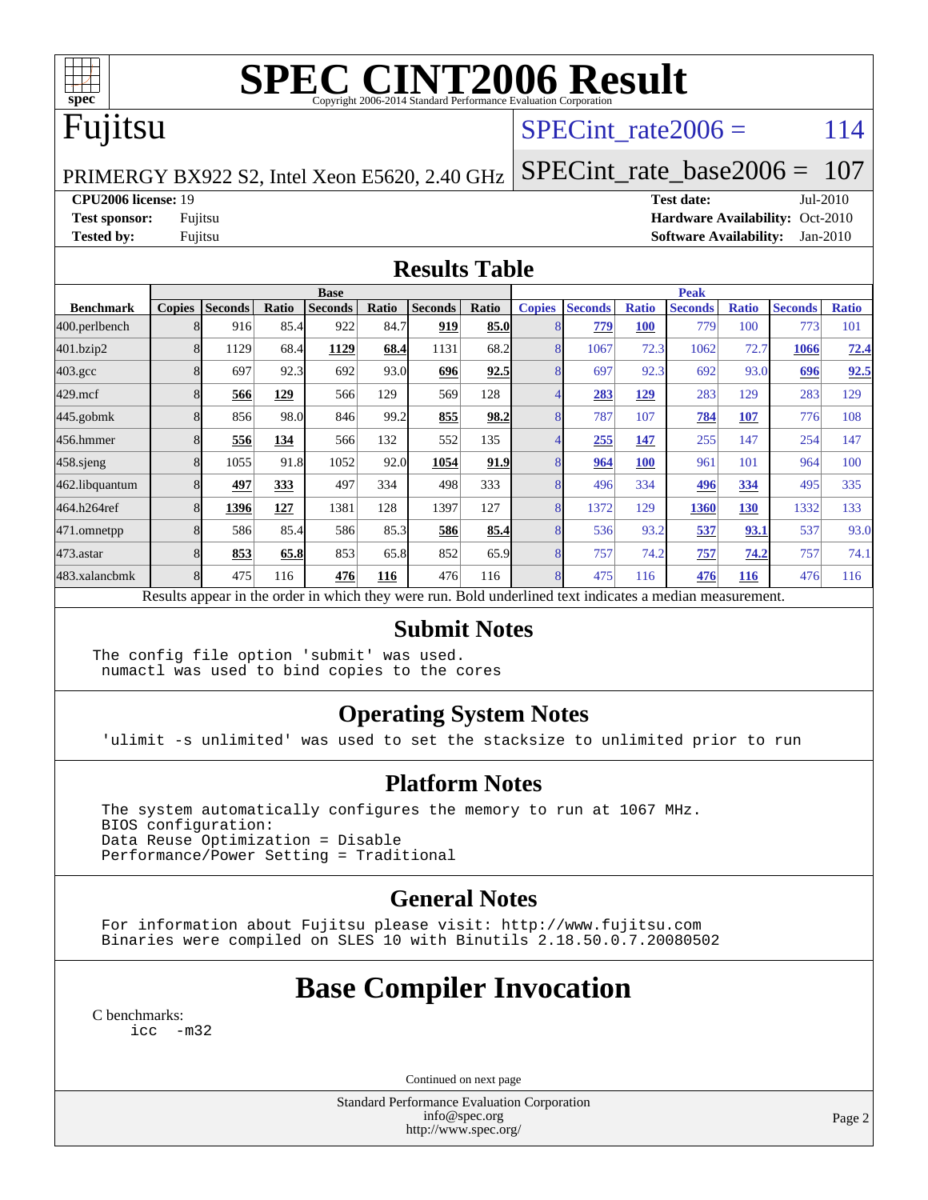# SPEC CINT2006 Result

Copyright 2006-2014 Standard Performance Evaluation Corporation

## Fujitsu

PRIMERGY BX922 S2, Intel Xeon E5620, 2.40 GHz

SPECint_rate2006 = 114

SPECint_rate_base2006 = 107

**CPU2006 license:** 19
**Test sponsor:** Fujitsu
**Tested by:** Fujitsu

**Test date:** Jul-2010
**Hardware Availability:** Oct-2010
**Software Availability:** Jan-2010

## Results Table

| | Base | | | | | | | Peak | | | | | | |
|---|---|---|---|---|---|---|---|---|---|---|---|---|---|---|
| **Benchmark** | **Copies** | **Seconds** | **Ratio** | **Seconds** | **Ratio** | **Seconds** | **Ratio** | **Copies** | **Seconds** | **Ratio** | **Seconds** | **Ratio** | **Seconds** | **Ratio** |
| 400.perlbench | 8 | 916 | 85.4 | 922 | 84.7 | **919** | **85.0** | 8 | **779** | **100** | 779 | 100 | 773 | 101 |
| 401.bzip2 | 8 | 1129 | 68.4 | **1129** | **68.4** | 1131 | 68.2 | 8 | 1067 | 72.3 | 1062 | 72.7 | **1066** | **72.4** |
| 403.gcc | 8 | 697 | 92.3 | 692 | 93.0 | **696** | **92.5** | 8 | 697 | 92.3 | 692 | 93.0 | **696** | **92.5** |
| 429.mcf | 8 | **566** | **129** | 566 | 129 | 569 | 128 | 4 | **283** | **129** | 283 | 129 | 283 | 129 |
| 445.gobmk | 8 | 856 | 98.0 | 846 | 99.2 | **855** | **98.2** | 8 | 787 | 107 | **784** | **107** | 776 | 108 |
| 456.hmmer | 8 | **556** | **134** | 566 | 132 | 552 | 135 | 4 | **255** | **147** | 255 | 147 | 254 | 147 |
| 458.sjeng | 8 | 1055 | 91.8 | 1052 | 92.0 | **1054** | **91.9** | 8 | **964** | **100** | 961 | 101 | 964 | 100 |
| 462.libquantum | 8 | **497** | **333** | 497 | 334 | 498 | 333 | 8 | 496 | 334 | **496** | **334** | 495 | 335 |
| 464.h264ref | 8 | **1396** | **127** | 1381 | 128 | 1397 | 127 | 8 | 1372 | 129 | **1360** | **130** | 1332 | 133 |
| 471.omnetpp | 8 | 586 | 85.4 | 586 | 85.3 | **586** | **85.4** | 8 | 536 | 93.2 | **537** | **93.1** | 537 | 93.0 |
| 473.astar | 8 | **853** | **65.8** | 853 | 65.8 | 852 | 65.9 | 8 | 757 | 74.2 | **757** | **74.2** | 757 | 74.1 |
| 483.xalancbmk | 8 | 475 | 116 | **476** | **116** | 476 | 116 | 8 | 475 | 116 | **476** | **116** | 476 | 116 |

Results appear in the order in which they were run. Bold underlined text indicates a median measurement.

## Submit Notes

```
The config file option 'submit' was used.
 numactl was used to bind copies to the cores
```

## Operating System Notes

```
'ulimit -s unlimited' was used to set the stacksize to unlimited prior to run
```

## Platform Notes

```
The system automatically configures the memory to run at 1067 MHz.
BIOS configuration:
Data Reuse Optimization = Disable
Performance/Power Setting = Traditional
```

## General Notes

```
For information about Fujitsu please visit: http://www.fujitsu.com
Binaries were compiled on SLES 10 with Binutils 2.18.50.0.7.20080502
```

# Base Compiler Invocation

C benchmarks:

```
icc  -m32
```

Continued on next page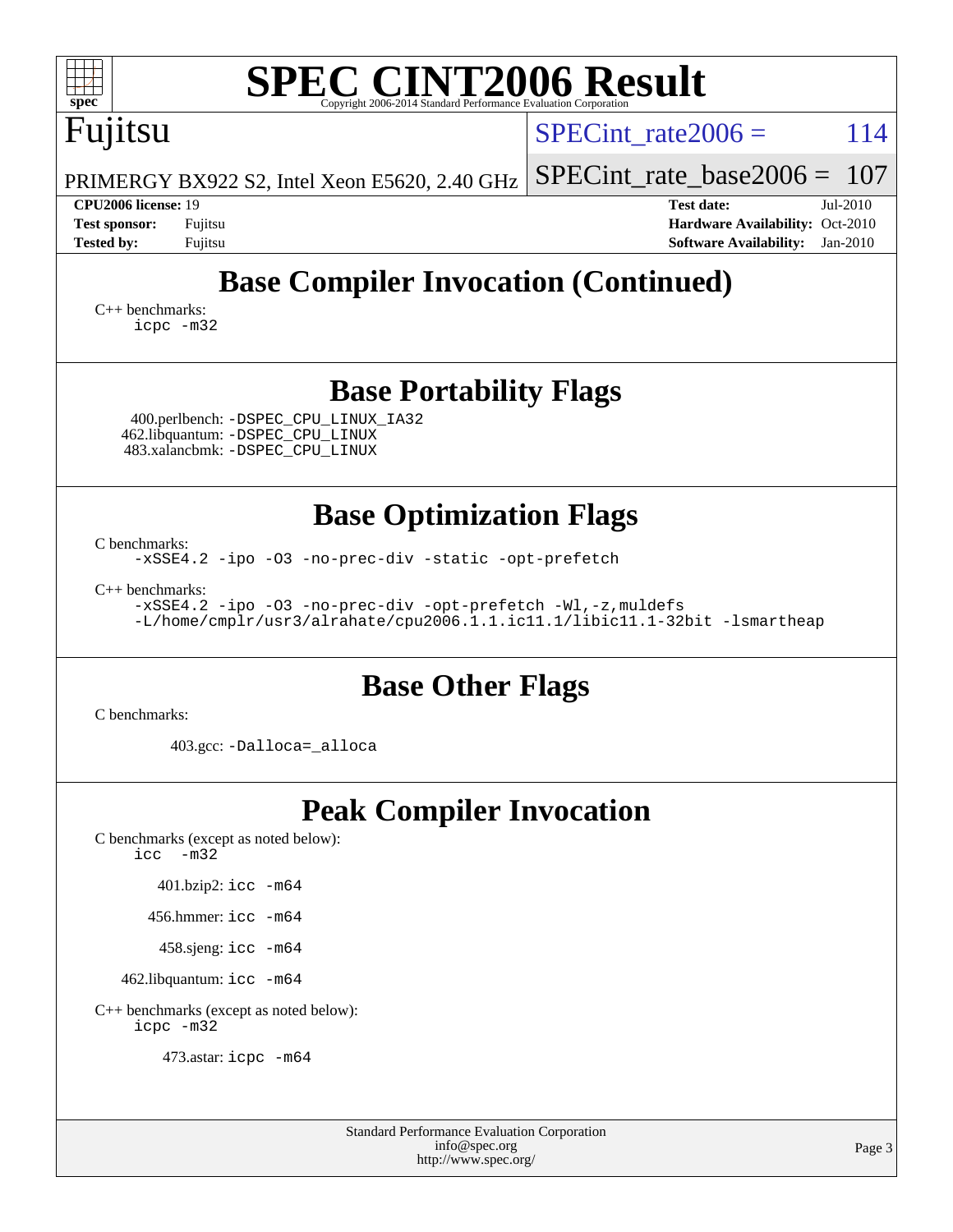# SPEC CINT2006 Result

Copyright 2006-2014 Standard Performance Evaluation Corporation

**Fujitsu**

PRIMERGY BX922 S2, Intel Xeon E5620, 2.40 GHz

SPECint_rate2006 = 114

SPECint_rate_base2006 = 107

**CPU2006 license:** 19
**Test sponsor:** Fujitsu
**Tested by:** Fujitsu

**Test date:** Jul-2010
**Hardware Availability:** Oct-2010
**Software Availability:** Jan-2010

## Base Compiler Invocation (Continued)

C++ benchmarks:
```
icpc -m32
```

## Base Portability Flags

400.perlbench: `-DSPEC_CPU_LINUX_IA32`
462.libquantum: `-DSPEC_CPU_LINUX`
483.xalancbmk: `-DSPEC_CPU_LINUX`

## Base Optimization Flags

C benchmarks:
```
-xSSE4.2 -ipo -O3 -no-prec-div -static -opt-prefetch
```

C++ benchmarks:
```
-xSSE4.2 -ipo -O3 -no-prec-div -opt-prefetch -Wl,-z,muldefs
-L/home/cmplr/usr3/alrahate/cpu2006.1.1.ic11.1/libic11.1-32bit -lsmartheap
```

## Base Other Flags

C benchmarks:

403.gcc: `-Dalloca=_alloca`

## Peak Compiler Invocation

C benchmarks (except as noted below):
```
icc  -m32
```

401.bzip2: `icc -m64`

456.hmmer: `icc -m64`

458.sjeng: `icc -m64`

462.libquantum: `icc -m64`

C++ benchmarks (except as noted below):
```
icpc -m32
```

473.astar: `icpc -m64`

Standard Performance Evaluation Corporation
info@spec.org
http://www.spec.org/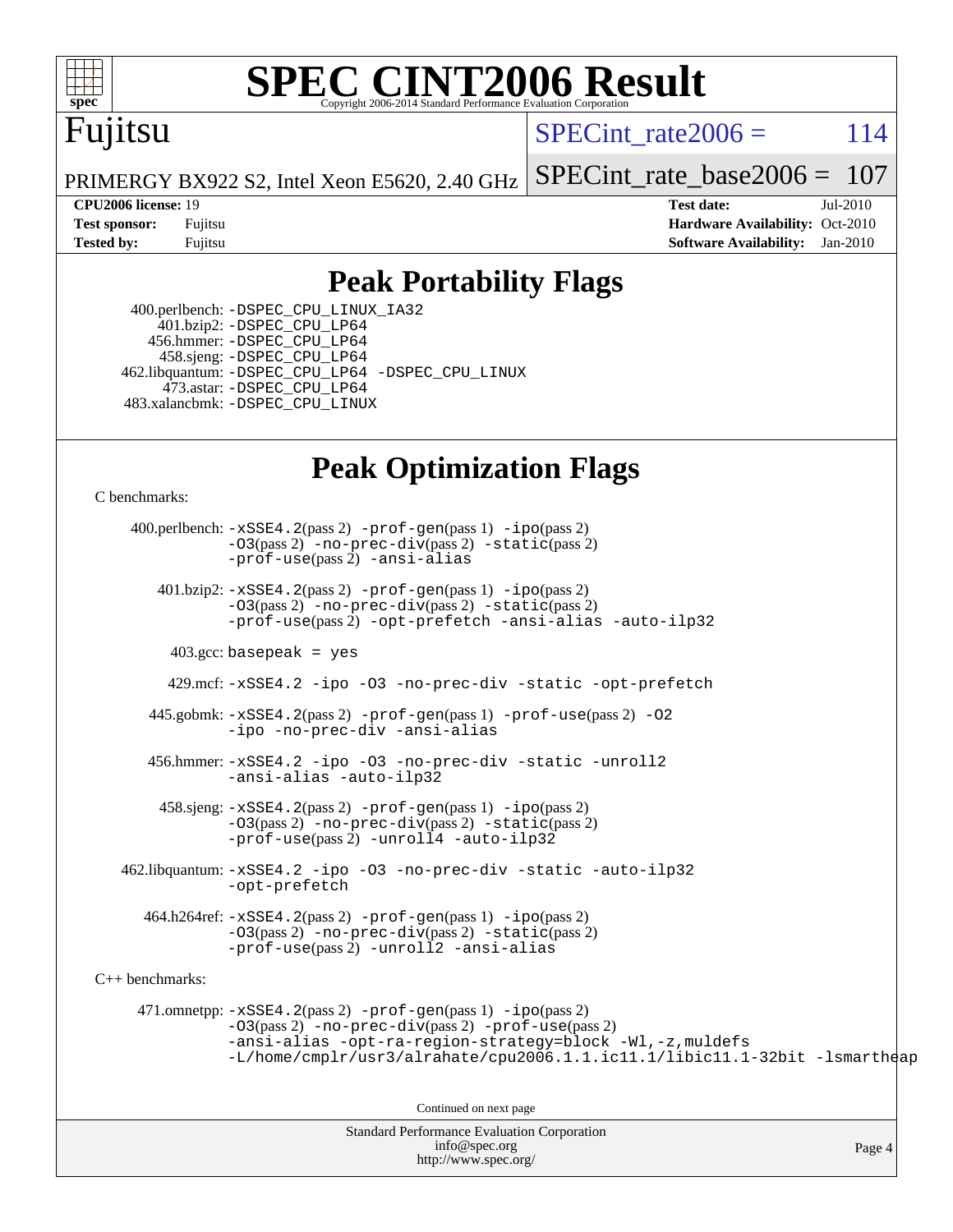# SPEC CINT2006 Result

Fujitsu

PRIMERGY BX922 S2, Intel Xeon E5620, 2.40 GHz

SPECint_rate2006 = 114

SPECint_rate_base2006 = 107

**CPU2006 license:** 19 **Test date:** Jul-2010

**Test sponsor:** Fujitsu **Hardware Availability:** Oct-2010

**Tested by:** Fujitsu **Software Availability:** Jan-2010

## Peak Portability Flags

400.perlbench: -DSPEC_CPU_LINUX_IA32
401.bzip2: -DSPEC_CPU_LP64
456.hmmer: -DSPEC_CPU_LP64
458.sjeng: -DSPEC_CPU_LP64
462.libquantum: -DSPEC_CPU_LP64 -DSPEC_CPU_LINUX
473.astar: -DSPEC_CPU_LP64
483.xalancbmk: -DSPEC_CPU_LINUX

## Peak Optimization Flags

C benchmarks:

400.perlbench: -xSSE4.2(pass 2) -prof-gen(pass 1) -ipo(pass 2) -O3(pass 2) -no-prec-div(pass 2) -static(pass 2) -prof-use(pass 2) -ansi-alias

401.bzip2: -xSSE4.2(pass 2) -prof-gen(pass 1) -ipo(pass 2) -O3(pass 2) -no-prec-div(pass 2) -static(pass 2) -prof-use(pass 2) -opt-prefetch -ansi-alias -auto-ilp32

403.gcc: basepeak = yes

429.mcf: -xSSE4.2 -ipo -O3 -no-prec-div -static -opt-prefetch

445.gobmk: -xSSE4.2(pass 2) -prof-gen(pass 1) -prof-use(pass 2) -O2 -ipo -no-prec-div -ansi-alias

456.hmmer: -xSSE4.2 -ipo -O3 -no-prec-div -static -unroll2 -ansi-alias -auto-ilp32

458.sjeng: -xSSE4.2(pass 2) -prof-gen(pass 1) -ipo(pass 2) -O3(pass 2) -no-prec-div(pass 2) -static(pass 2) -prof-use(pass 2) -unroll4 -auto-ilp32

462.libquantum: -xSSE4.2 -ipo -O3 -no-prec-div -static -auto-ilp32 -opt-prefetch

464.h264ref: -xSSE4.2(pass 2) -prof-gen(pass 1) -ipo(pass 2) -O3(pass 2) -no-prec-div(pass 2) -static(pass 2) -prof-use(pass 2) -unroll2 -ansi-alias

C++ benchmarks:

471.omnetpp: -xSSE4.2(pass 2) -prof-gen(pass 1) -ipo(pass 2) -O3(pass 2) -no-prec-div(pass 2) -prof-use(pass 2) -ansi-alias -opt-ra-region-strategy=block -Wl,-z,muldefs -L/home/cmplr/usr3/alrahate/cpu2006.1.1.ic11.1/libic11.1-32bit -lsmartheap

Continued on next page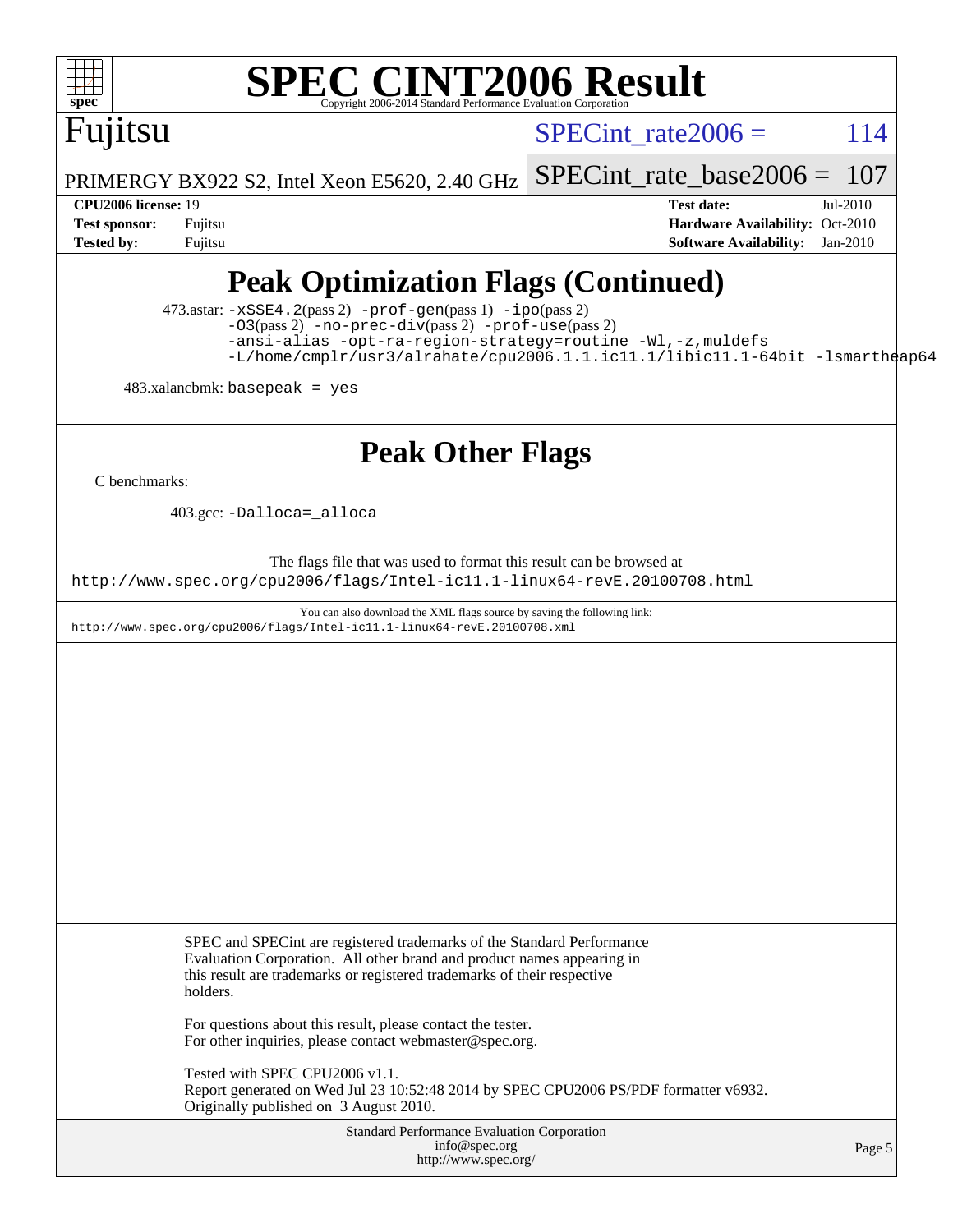# SPEC CINT2006 Result

Copyright 2006-2014 Standard Performance Evaluation Corporation

**Fujitsu**

PRIMERGY BX922 S2, Intel Xeon E5620, 2.40 GHz

SPECint_rate2006 = 114

SPECint_rate_base2006 = 107

**CPU2006 license:** 19
**Test sponsor:** Fujitsu
**Tested by:** Fujitsu

**Test date:** Jul-2010
**Hardware Availability:** Oct-2010
**Software Availability:** Jan-2010

## Peak Optimization Flags (Continued)

473.astar: `-xSSE4.2`(pass 2) `-prof-gen`(pass 1) `-ipo`(pass 2) `-O3`(pass 2) `-no-prec-div`(pass 2) `-prof-use`(pass 2) `-ansi-alias` `-opt-ra-region-strategy=routine` `-Wl,-z,muldefs` `-L/home/cmplr/usr3/alrahate/cpu2006.1.1.ic11.1/libic11.1-64bit` `-lsmartheap64`

483.xalancbmk: `basepeak = yes`

## Peak Other Flags

C benchmarks:

403.gcc: `-Dalloca=_alloca`

The flags file that was used to format this result can be browsed at
http://www.spec.org/cpu2006/flags/Intel-ic11.1-linux64-revE.20100708.html

You can also download the XML flags source by saving the following link:
http://www.spec.org/cpu2006/flags/Intel-ic11.1-linux64-revE.20100708.xml

SPEC and SPECint are registered trademarks of the Standard Performance Evaluation Corporation. All other brand and product names appearing in this result are trademarks or registered trademarks of their respective holders.

For questions about this result, please contact the tester.
For other inquiries, please contact webmaster@spec.org.

Tested with SPEC CPU2006 v1.1.
Report generated on Wed Jul 23 10:52:48 2014 by SPEC CPU2006 PS/PDF formatter v6932.
Originally published on 3 August 2010.

Standard Performance Evaluation Corporation
info@spec.org
http://www.spec.org/